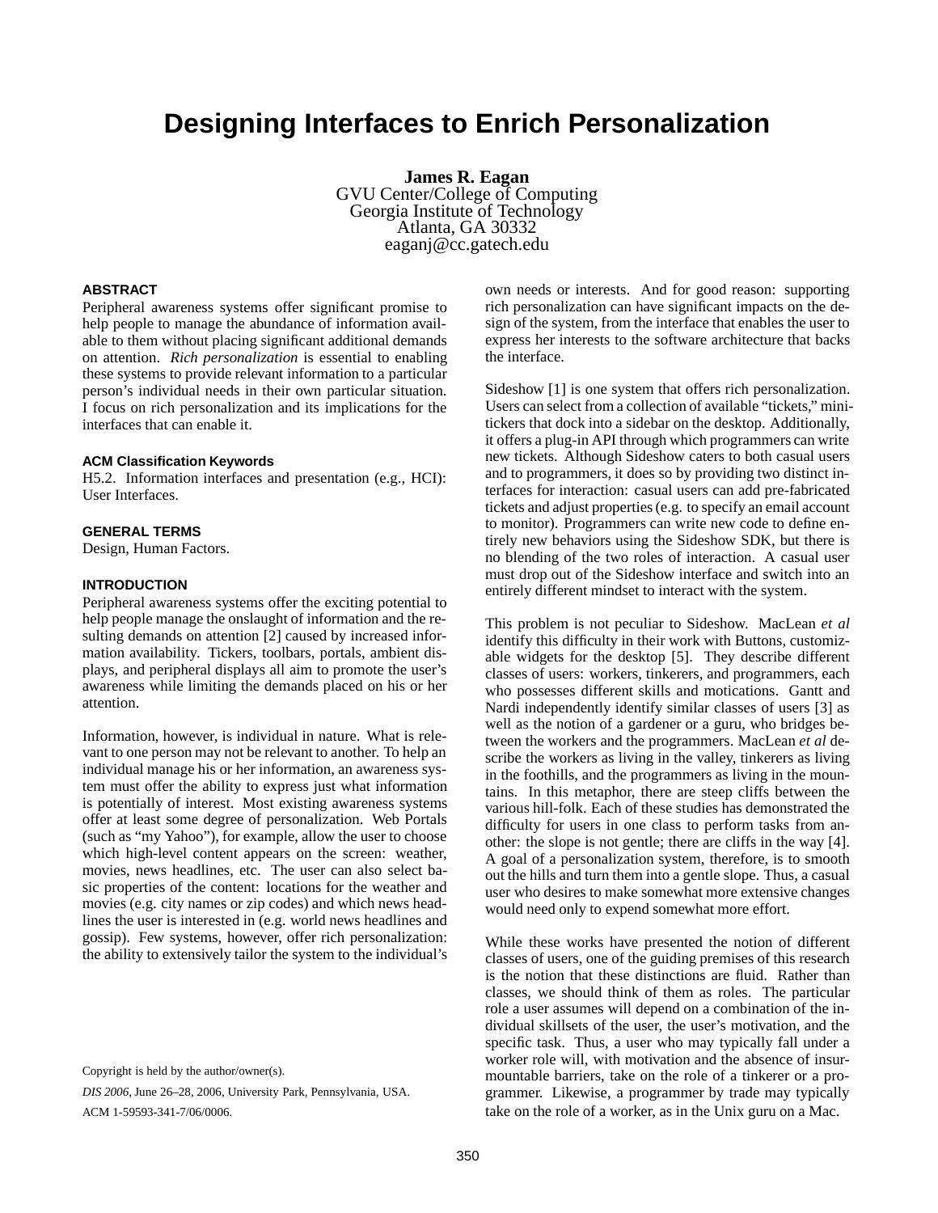# Designing Interfaces to Enrich Personalization

**James R. Eagan**
GVU Center/College of Computing
Georgia Institute of Technology
Atlanta, GA 30332
eaganj@cc.gatech.edu

## ABSTRACT

Peripheral awareness systems offer significant promise to help people to manage the abundance of information available to them without placing significant additional demands on attention. *Rich personalization* is essential to enabling these systems to provide relevant information to a particular person's individual needs in their own particular situation. I focus on rich personalization and its implications for the interfaces that can enable it.

### ACM Classification Keywords

H5.2. Information interfaces and presentation (e.g., HCI): User Interfaces.

### GENERAL TERMS

Design, Human Factors.

## INTRODUCTION

Peripheral awareness systems offer the exciting potential to help people manage the onslaught of information and the resulting demands on attention [2] caused by increased information availability. Tickers, toolbars, portals, ambient displays, and peripheral displays all aim to promote the user's awareness while limiting the demands placed on his or her attention.

Information, however, is individual in nature. What is relevant to one person may not be relevant to another. To help an individual manage his or her information, an awareness system must offer the ability to express just what information is potentially of interest. Most existing awareness systems offer at least some degree of personalization. Web Portals (such as "my Yahoo"), for example, allow the user to choose which high-level content appears on the screen: weather, movies, news headlines, etc. The user can also select basic properties of the content: locations for the weather and movies (e.g. city names or zip codes) and which news headlines the user is interested in (e.g. world news headlines and gossip). Few systems, however, offer rich personalization: the ability to extensively tailor the system to the individual's own needs or interests. And for good reason: supporting rich personalization can have significant impacts on the design of the system, from the interface that enables the user to express her interests to the software architecture that backs the interface.

Sideshow [1] is one system that offers rich personalization. Users can select from a collection of available "tickets," minitickers that dock into a sidebar on the desktop. Additionally, it offers a plug-in API through which programmers can write new tickets. Although Sideshow caters to both casual users and to programmers, it does so by providing two distinct interfaces for interaction: casual users can add pre-fabricated tickets and adjust properties (e.g. to specify an email account to monitor). Programmers can write new code to define entirely new behaviors using the Sideshow SDK, but there is no blending of the two roles of interaction. A casual user must drop out of the Sideshow interface and switch into an entirely different mindset to interact with the system.

This problem is not peculiar to Sideshow. MacLean *et al* identify this difficulty in their work with Buttons, customizable widgets for the desktop [5]. They describe different classes of users: workers, tinkerers, and programmers, each who possesses different skills and motications. Gantt and Nardi independently identify similar classes of users [3] as well as the notion of a gardener or a guru, who bridges between the workers and the programmers. MacLean *et al* describe the workers as living in the valley, tinkerers as living in the foothills, and the programmers as living in the mountains. In this metaphor, there are steep cliffs between the various hill-folk. Each of these studies has demonstrated the difficulty for users in one class to perform tasks from another: the slope is not gentle; there are cliffs in the way [4]. A goal of a personalization system, therefore, is to smooth out the hills and turn them into a gentle slope. Thus, a casual user who desires to make somewhat more extensive changes would need only to expend somewhat more effort.

While these works have presented the notion of different classes of users, one of the guiding premises of this research is the notion that these distinctions are fluid. Rather than classes, we should think of them as roles. The particular role a user assumes will depend on a combination of the individual skillsets of the user, the user's motivation, and the specific task. Thus, a user who may typically fall under a worker role will, with motivation and the absence of insurmountable barriers, take on the role of a tinkerer or a programmer. Likewise, a programmer by trade may typically take on the role of a worker, as in the Unix guru on a Mac.

Copyright is held by the author/owner(s).
*DIS 2006*, June 26–28, 2006, University Park, Pennsylvania, USA.
ACM 1-59593-341-7/06/0006.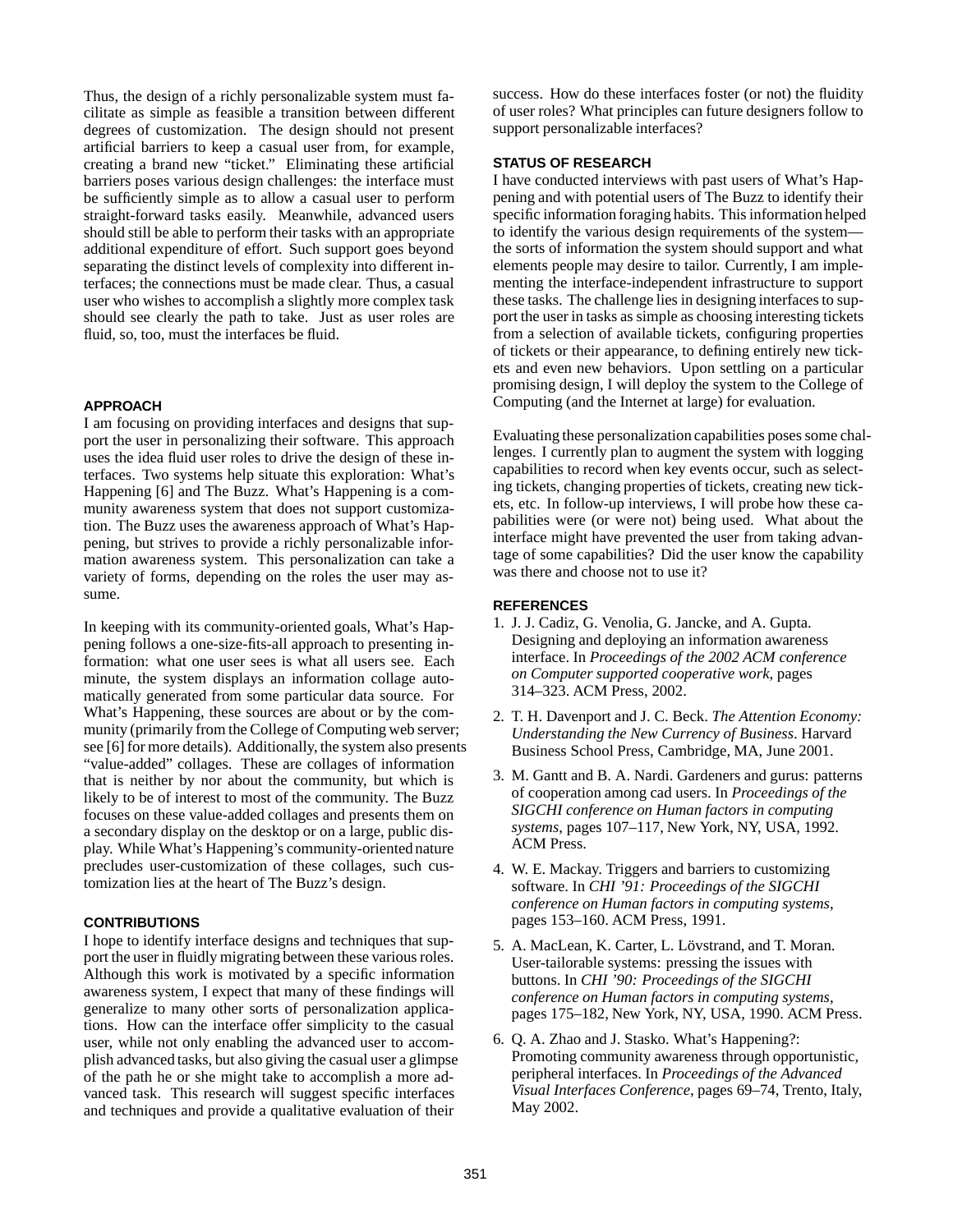Thus, the design of a richly personalizable system must facilitate as simple as feasible a transition between different degrees of customization. The design should not present artificial barriers to keep a casual user from, for example, creating a brand new "ticket." Eliminating these artificial barriers poses various design challenges: the interface must be sufficiently simple as to allow a casual user to perform straight-forward tasks easily. Meanwhile, advanced users should still be able to perform their tasks with an appropriate additional expenditure of effort. Such support goes beyond separating the distinct levels of complexity into different interfaces; the connections must be made clear. Thus, a casual user who wishes to accomplish a slightly more complex task should see clearly the path to take. Just as user roles are fluid, so, too, must the interfaces be fluid.

### APPROACH

I am focusing on providing interfaces and designs that support the user in personalizing their software. This approach uses the idea fluid user roles to drive the design of these interfaces. Two systems help situate this exploration: What's Happening [6] and The Buzz. What's Happening is a community awareness system that does not support customization. The Buzz uses the awareness approach of What's Happening, but strives to provide a richly personalizable information awareness system. This personalization can take a variety of forms, depending on the roles the user may assume.

In keeping with its community-oriented goals, What's Happening follows a one-size-fits-all approach to presenting information: what one user sees is what all users see. Each minute, the system displays an information collage automatically generated from some particular data source. For What's Happening, these sources are about or by the community (primarily from the College of Computing web server; see [6] for more details). Additionally, the system also presents "value-added" collages. These are collages of information that is neither by nor about the community, but which is likely to be of interest to most of the community. The Buzz focuses on these value-added collages and presents them on a secondary display on the desktop or on a large, public display. While What's Happening's community-oriented nature precludes user-customization of these collages, such customization lies at the heart of The Buzz's design.

### CONTRIBUTIONS

I hope to identify interface designs and techniques that support the user in fluidly migrating between these various roles. Although this work is motivated by a specific information awareness system, I expect that many of these findings will generalize to many other sorts of personalization applications. How can the interface offer simplicity to the casual user, while not only enabling the advanced user to accomplish advanced tasks, but also giving the casual user a glimpse of the path he or she might take to accomplish a more advanced task. This research will suggest specific interfaces and techniques and provide a qualitative evaluation of their success. How do these interfaces foster (or not) the fluidity of user roles? What principles can future designers follow to support personalizable interfaces?

### STATUS OF RESEARCH

I have conducted interviews with past users of What's Happening and with potential users of The Buzz to identify their specific information foraging habits. This information helped to identify the various design requirements of the system—the sorts of information the system should support and what elements people may desire to tailor. Currently, I am implementing the interface-independent infrastructure to support these tasks. The challenge lies in designing interfaces to support the user in tasks as simple as choosing interesting tickets from a selection of available tickets, configuring properties of tickets or their appearance, to defining entirely new tickets and even new behaviors. Upon settling on a particular promising design, I will deploy the system to the College of Computing (and the Internet at large) for evaluation.

Evaluating these personalization capabilities poses some challenges. I currently plan to augment the system with logging capabilities to record when key events occur, such as selecting tickets, changing properties of tickets, creating new tickets, etc. In follow-up interviews, I will probe how these capabilities were (or were not) being used. What about the interface might have prevented the user from taking advantage of some capabilities? Did the user know the capability was there and choose not to use it?

### REFERENCES

1. J. J. Cadiz, G. Venolia, G. Jancke, and A. Gupta. Designing and deploying an information awareness interface. In *Proceedings of the 2002 ACM conference on Computer supported cooperative work*, pages 314–323. ACM Press, 2002.
2. T. H. Davenport and J. C. Beck. *The Attention Economy: Understanding the New Currency of Business*. Harvard Business School Press, Cambridge, MA, June 2001.
3. M. Gantt and B. A. Nardi. Gardeners and gurus: patterns of cooperation among cad users. In *Proceedings of the SIGCHI conference on Human factors in computing systems*, pages 107–117, New York, NY, USA, 1992. ACM Press.
4. W. E. Mackay. Triggers and barriers to customizing software. In *CHI '91: Proceedings of the SIGCHI conference on Human factors in computing systems*, pages 153–160. ACM Press, 1991.
5. A. MacLean, K. Carter, L. Lövstrand, and T. Moran. User-tailorable systems: pressing the issues with buttons. In *CHI '90: Proceedings of the SIGCHI conference on Human factors in computing systems*, pages 175–182, New York, NY, USA, 1990. ACM Press.
6. Q. A. Zhao and J. Stasko. What's Happening?: Promoting community awareness through opportunistic, peripheral interfaces. In *Proceedings of the Advanced Visual Interfaces Conference*, pages 69–74, Trento, Italy, May 2002.